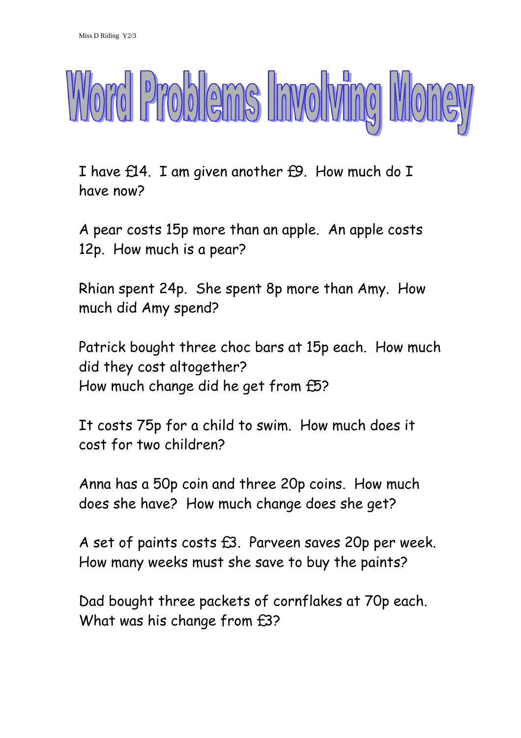# Word Problems Involving Money

I have £14. I am given another £9. How much do I have now?

A pear costs 15p more than an apple. An apple costs 12p. How much is a pear?

Rhian spent 24p. She spent 8p more than Amy. How much did Amy spend?

Patrick bought three choc bars at 15p each. How much did they cost altogether?
How much change did he get from £5?

It costs 75p for a child to swim. How much does it cost for two children?

Anna has a 50p coin and three 20p coins. How much does she have? How much change does she get?

A set of paints costs £3. Parveen saves 20p per week. How many weeks must she save to buy the paints?

Dad bought three packets of cornflakes at 70p each. What was his change from £3?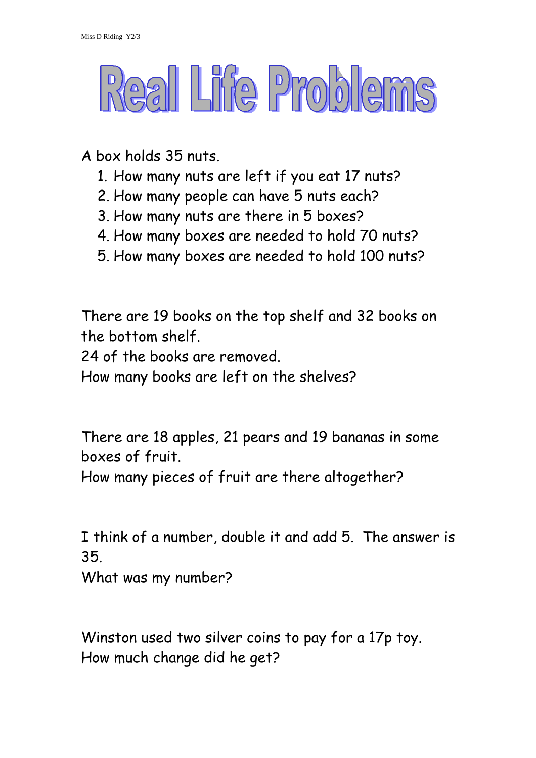# Real Life Problems

A box holds 35 nuts.

1. How many nuts are left if you eat 17 nuts?
2. How many people can have 5 nuts each?
3. How many nuts are there in 5 boxes?
4. How many boxes are needed to hold 70 nuts?
5. How many boxes are needed to hold 100 nuts?

There are 19 books on the top shelf and 32 books on the bottom shelf.
24 of the books are removed.
How many books are left on the shelves?

There are 18 apples, 21 pears and 19 bananas in some boxes of fruit.
How many pieces of fruit are there altogether?

I think of a number, double it and add 5. The answer is 35.
What was my number?

Winston used two silver coins to pay for a 17p toy.
How much change did he get?